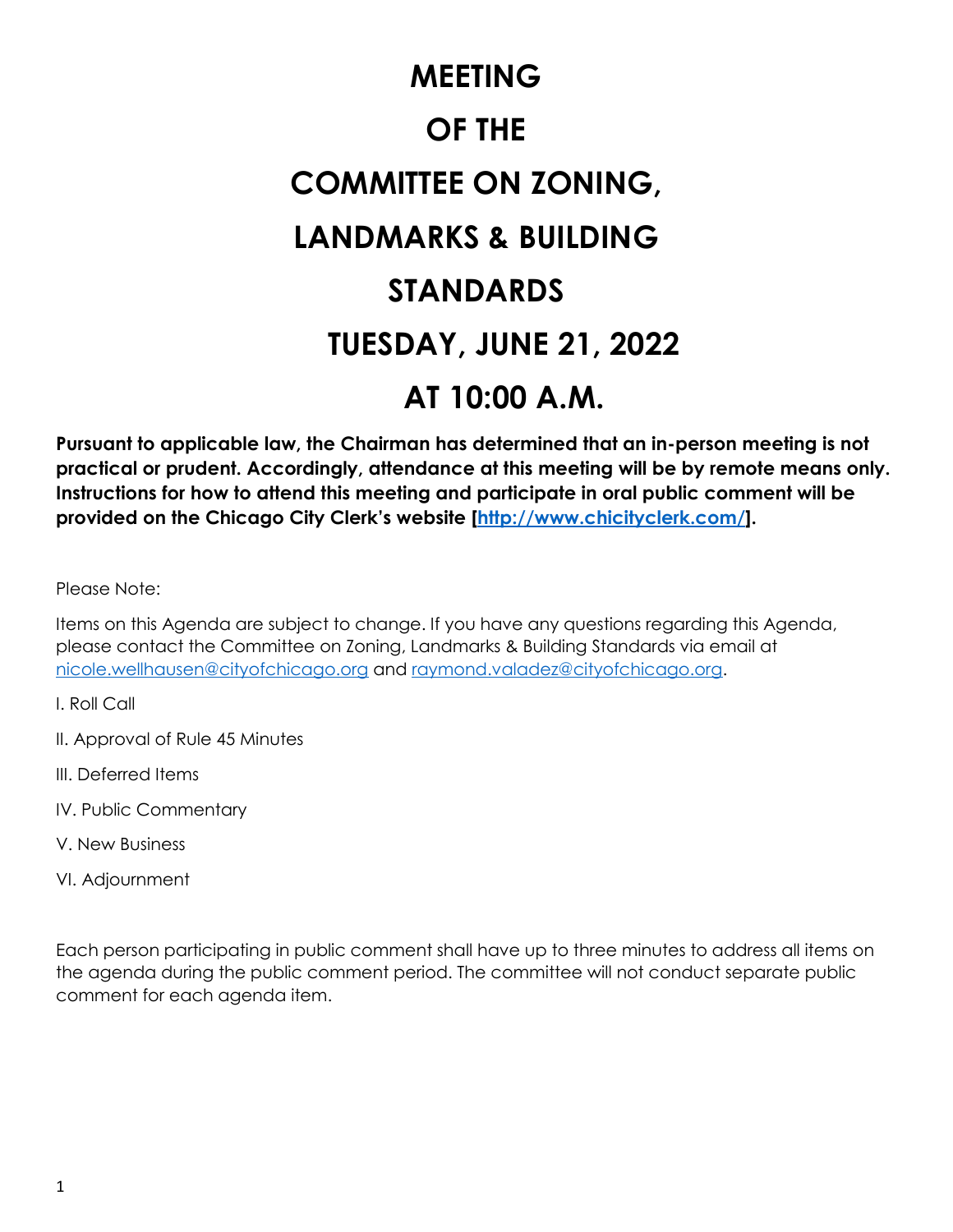# MEETING

# OF THE

# COMMITTEE ON ZONING,

# LANDMARKS & BUILDING

# STANDARDS

# TUESDAY, JUNE 21, 2022

# AT 10:00 A.M.

**Pursuant to applicable law, the Chairman has determined that an in-person meeting is not practical or prudent. Accordingly, attendance at this meeting will be by remote means only. Instructions for how to attend this meeting and participate in oral public comment will be provided on the Chicago City Clerk's website [http://www.chicityclerk.com/].**

Please Note:

Items on this Agenda are subject to change. If you have any questions regarding this Agenda, please contact the Committee on Zoning, Landmarks & Building Standards via email at nicole.wellhausen@cityofchicago.org and raymond.valadez@cityofchicago.org.

I. Roll Call

II. Approval of Rule 45 Minutes

III. Deferred Items

IV. Public Commentary

V. New Business

VI. Adjournment

Each person participating in public comment shall have up to three minutes to address all items on the agenda during the public comment period. The committee will not conduct separate public comment for each agenda item.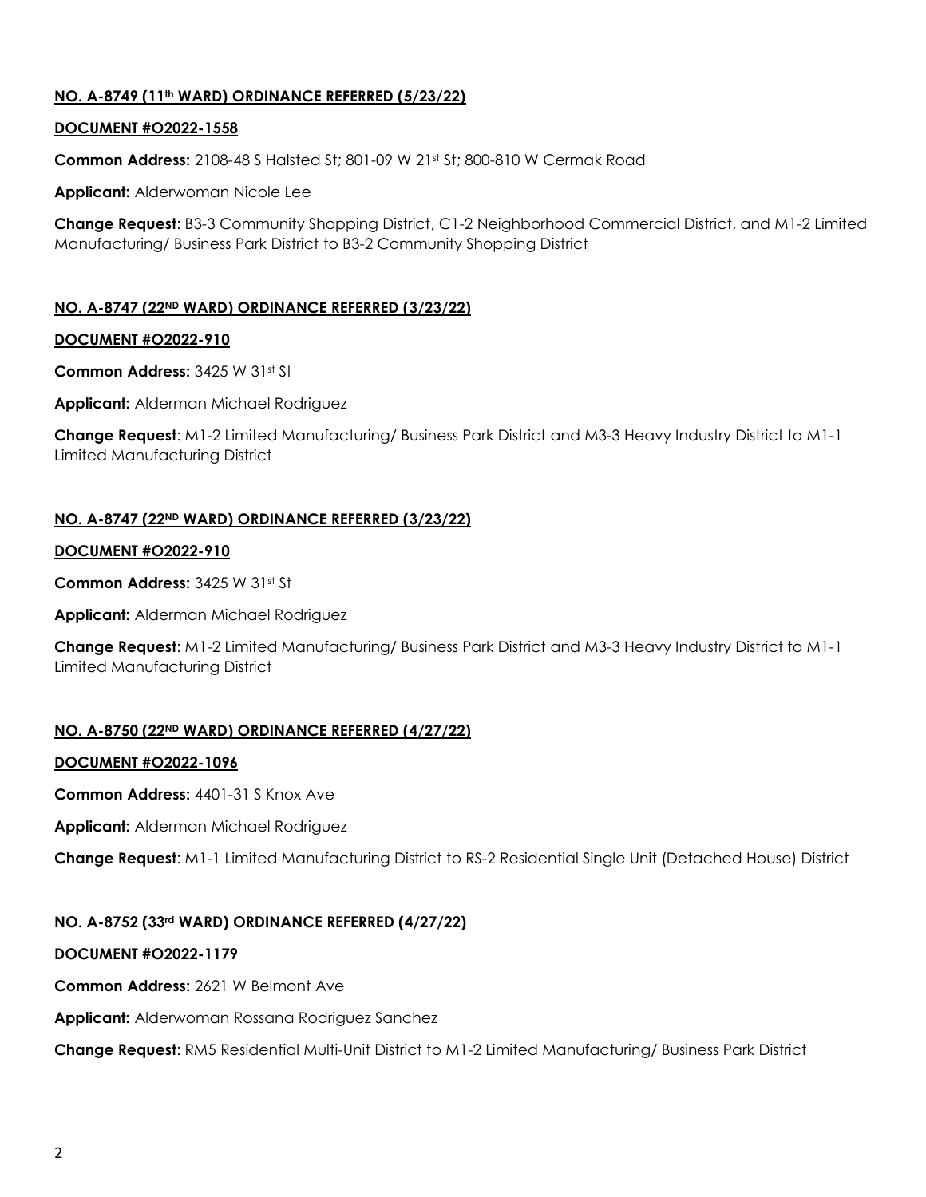**NO. A-8749 (11th WARD) ORDINANCE REFERRED (5/23/22)**

**DOCUMENT #O2022-1558**

**Common Address:** 2108-48 S Halsted St; 801-09 W 21st St; 800-810 W Cermak Road

**Applicant:** Alderwoman Nicole Lee

**Change Request**: B3-3 Community Shopping District, C1-2 Neighborhood Commercial District, and M1-2 Limited Manufacturing/ Business Park District to B3-2 Community Shopping District

**NO. A-8747 (22ND WARD) ORDINANCE REFERRED (3/23/22)**

**DOCUMENT #O2022-910**

**Common Address:** 3425 W 31st St

**Applicant:** Alderman Michael Rodriguez

**Change Request**: M1-2 Limited Manufacturing/ Business Park District and M3-3 Heavy Industry District to M1-1 Limited Manufacturing District

**NO. A-8747 (22ND WARD) ORDINANCE REFERRED (3/23/22)**

**DOCUMENT #O2022-910**

**Common Address:** 3425 W 31st St

**Applicant:** Alderman Michael Rodriguez

**Change Request**: M1-2 Limited Manufacturing/ Business Park District and M3-3 Heavy Industry District to M1-1 Limited Manufacturing District

**NO. A-8750 (22ND WARD) ORDINANCE REFERRED (4/27/22)**

**DOCUMENT #O2022-1096**

**Common Address:** 4401-31 S Knox Ave

**Applicant:** Alderman Michael Rodriguez

**Change Request**: M1-1 Limited Manufacturing District to RS-2 Residential Single Unit (Detached House) District

**NO. A-8752 (33rd WARD) ORDINANCE REFERRED (4/27/22)**

**DOCUMENT #O2022-1179**

**Common Address:** 2621 W Belmont Ave

**Applicant:** Alderwoman Rossana Rodriguez Sanchez

**Change Request**: RM5 Residential Multi-Unit District to M1-2 Limited Manufacturing/ Business Park District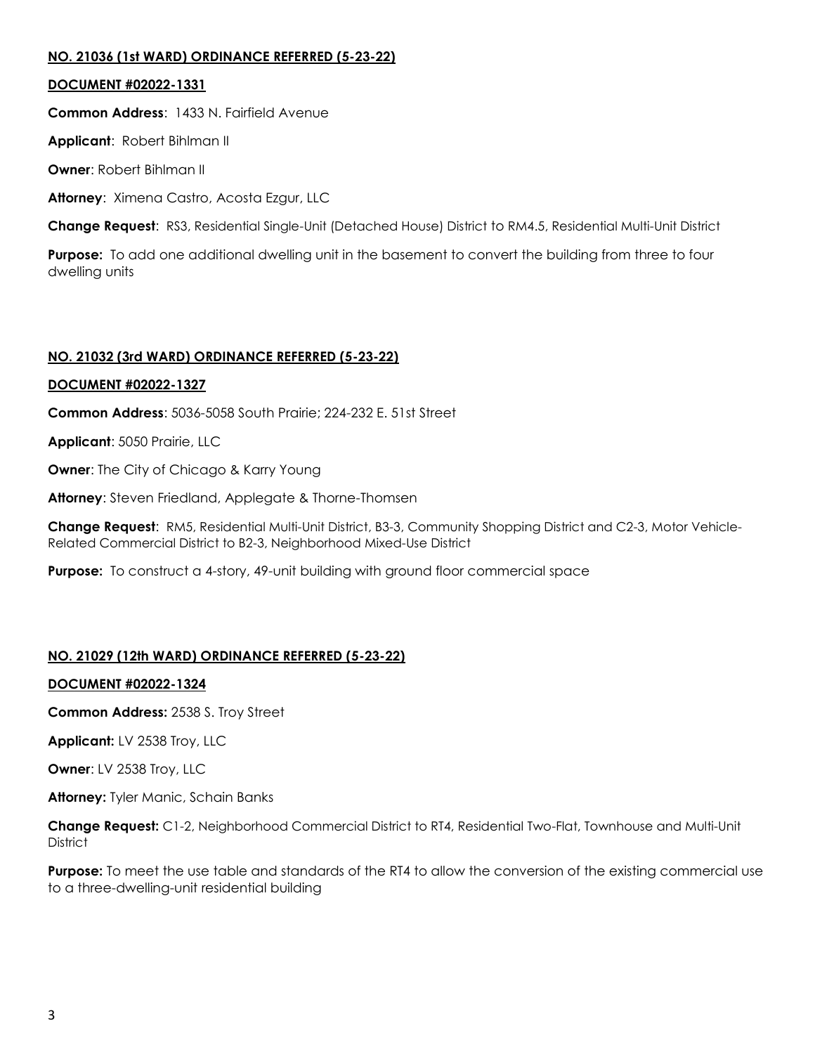**<u>NO. 21036 (1st WARD) ORDINANCE REFERRED (5-23-22)</u>**

**<u>DOCUMENT #02022-1331</u>**

**Common Address**: 1433 N. Fairfield Avenue

**Applicant**: Robert Bihlman II

**Owner**: Robert Bihlman II

**Attorney**: Ximena Castro, Acosta Ezgur, LLC

**Change Request**: RS3, Residential Single-Unit (Detached House) District to RM4.5, Residential Multi-Unit District

**Purpose:** To add one additional dwelling unit in the basement to convert the building from three to four dwelling units

**<u>NO. 21032 (3rd WARD) ORDINANCE REFERRED (5-23-22)</u>**

**<u>DOCUMENT #02022-1327</u>**

**Common Address**: 5036-5058 South Prairie; 224-232 E. 51st Street

**Applicant**: 5050 Prairie, LLC

**Owner**: The City of Chicago & Karry Young

**Attorney**: Steven Friedland, Applegate & Thorne-Thomsen

**Change Request**: RM5, Residential Multi-Unit District, B3-3, Community Shopping District and C2-3, Motor Vehicle-Related Commercial District to B2-3, Neighborhood Mixed-Use District

**Purpose:** To construct a 4-story, 49-unit building with ground floor commercial space

**<u>NO. 21029 (12th WARD) ORDINANCE REFERRED (5-23-22)</u>**

**<u>DOCUMENT #02022-1324</u>**

**Common Address:** 2538 S. Troy Street

**Applicant:** LV 2538 Troy, LLC

**Owner**: LV 2538 Troy, LLC

**Attorney:** Tyler Manic, Schain Banks

**Change Request:** C1-2, Neighborhood Commercial District to RT4, Residential Two-Flat, Townhouse and Multi-Unit District

**Purpose:** To meet the use table and standards of the RT4 to allow the conversion of the existing commercial use to a three-dwelling-unit residential building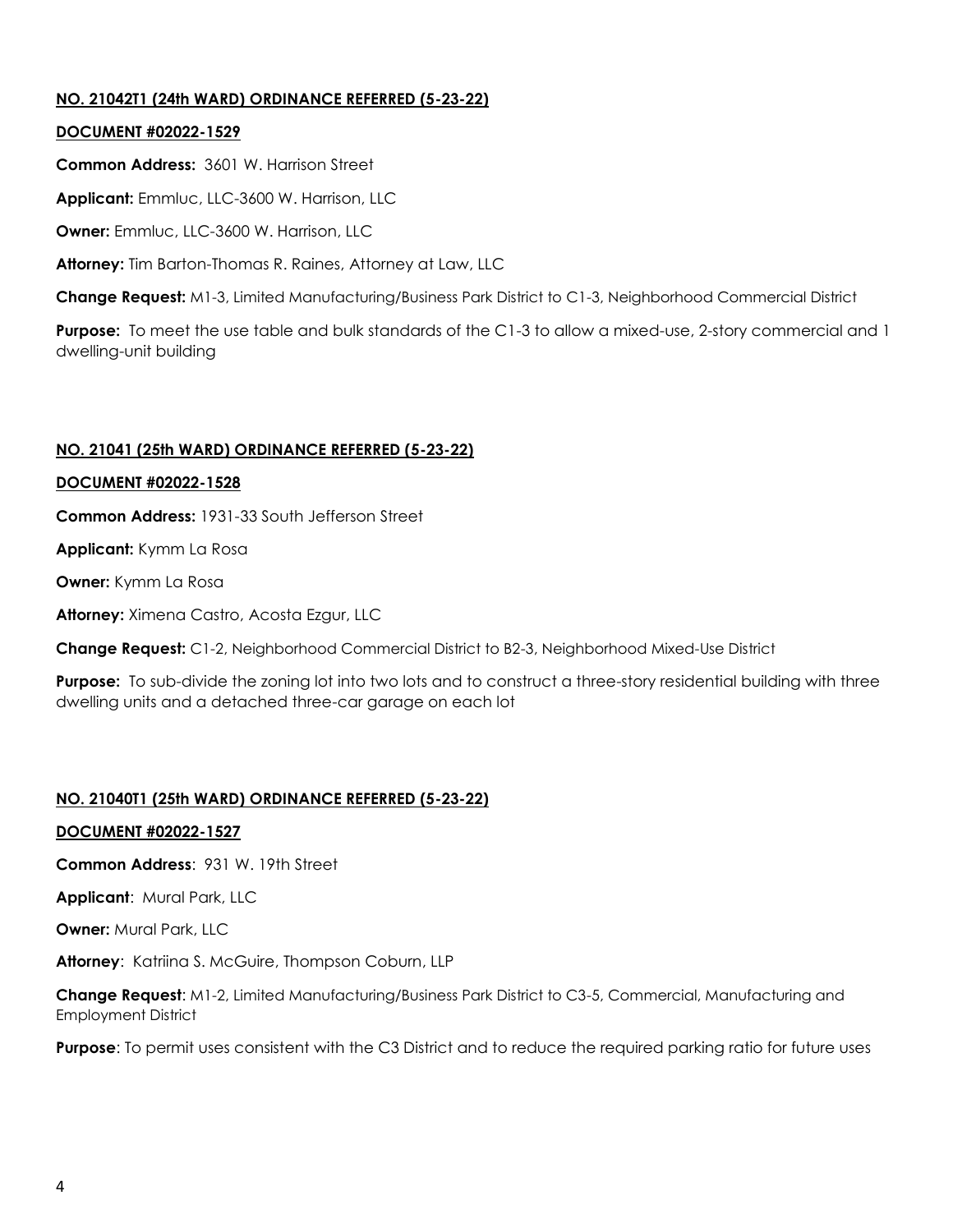**NO. 21042T1 (24th WARD) ORDINANCE REFERRED (5-23-22)**

**DOCUMENT #02022-1529**

**Common Address:** 3601 W. Harrison Street

**Applicant:** Emmluc, LLC-3600 W. Harrison, LLC

**Owner:** Emmluc, LLC-3600 W. Harrison, LLC

**Attorney:** Tim Barton-Thomas R. Raines, Attorney at Law, LLC

**Change Request:** M1-3, Limited Manufacturing/Business Park District to C1-3, Neighborhood Commercial District

**Purpose:** To meet the use table and bulk standards of the C1-3 to allow a mixed-use, 2-story commercial and 1 dwelling-unit building

**NO. 21041 (25th WARD) ORDINANCE REFERRED (5-23-22)**

**DOCUMENT #02022-1528**

**Common Address:** 1931-33 South Jefferson Street

**Applicant:** Kymm La Rosa

**Owner:** Kymm La Rosa

**Attorney:** Ximena Castro, Acosta Ezgur, LLC

**Change Request:** C1-2, Neighborhood Commercial District to B2-3, Neighborhood Mixed-Use District

**Purpose:** To sub-divide the zoning lot into two lots and to construct a three-story residential building with three dwelling units and a detached three-car garage on each lot

**NO. 21040T1 (25th WARD) ORDINANCE REFERRED (5-23-22)**

**DOCUMENT #02022-1527**

**Common Address**: 931 W. 19th Street

**Applicant**: Mural Park, LLC

**Owner:** Mural Park, LLC

**Attorney**: Katriina S. McGuire, Thompson Coburn, LLP

**Change Request**: M1-2, Limited Manufacturing/Business Park District to C3-5, Commercial, Manufacturing and Employment District

**Purpose**: To permit uses consistent with the C3 District and to reduce the required parking ratio for future uses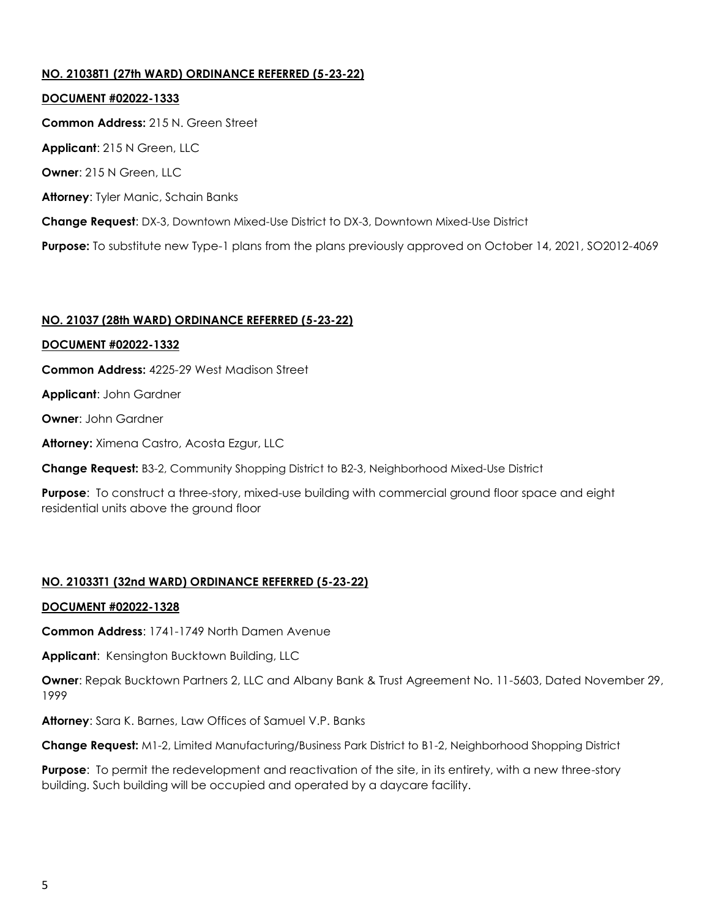**NO. 21038T1 (27th WARD) ORDINANCE REFERRED (5-23-22)**

**DOCUMENT #02022-1333**

**Common Address:** 215 N. Green Street

**Applicant**: 215 N Green, LLC

**Owner**: 215 N Green, LLC

**Attorney**: Tyler Manic, Schain Banks

**Change Request**: DX-3, Downtown Mixed-Use District to DX-3, Downtown Mixed-Use District

**Purpose:** To substitute new Type-1 plans from the plans previously approved on October 14, 2021, SO2012-4069

**NO. 21037 (28th WARD) ORDINANCE REFERRED (5-23-22)**

**DOCUMENT #02022-1332**

**Common Address:** 4225-29 West Madison Street

**Applicant**: John Gardner

**Owner**: John Gardner

**Attorney:** Ximena Castro, Acosta Ezgur, LLC

**Change Request:** B3-2, Community Shopping District to B2-3, Neighborhood Mixed-Use District

**Purpose**: To construct a three-story, mixed-use building with commercial ground floor space and eight residential units above the ground floor

**NO. 21033T1 (32nd WARD) ORDINANCE REFERRED (5-23-22)**

**DOCUMENT #02022-1328**

**Common Address**: 1741-1749 North Damen Avenue

**Applicant**: Kensington Bucktown Building, LLC

**Owner**: Repak Bucktown Partners 2, LLC and Albany Bank & Trust Agreement No. 11-5603, Dated November 29, 1999

**Attorney**: Sara K. Barnes, Law Offices of Samuel V.P. Banks

**Change Request:** M1-2, Limited Manufacturing/Business Park District to B1-2, Neighborhood Shopping District

**Purpose**: To permit the redevelopment and reactivation of the site, in its entirety, with a new three-story building. Such building will be occupied and operated by a daycare facility.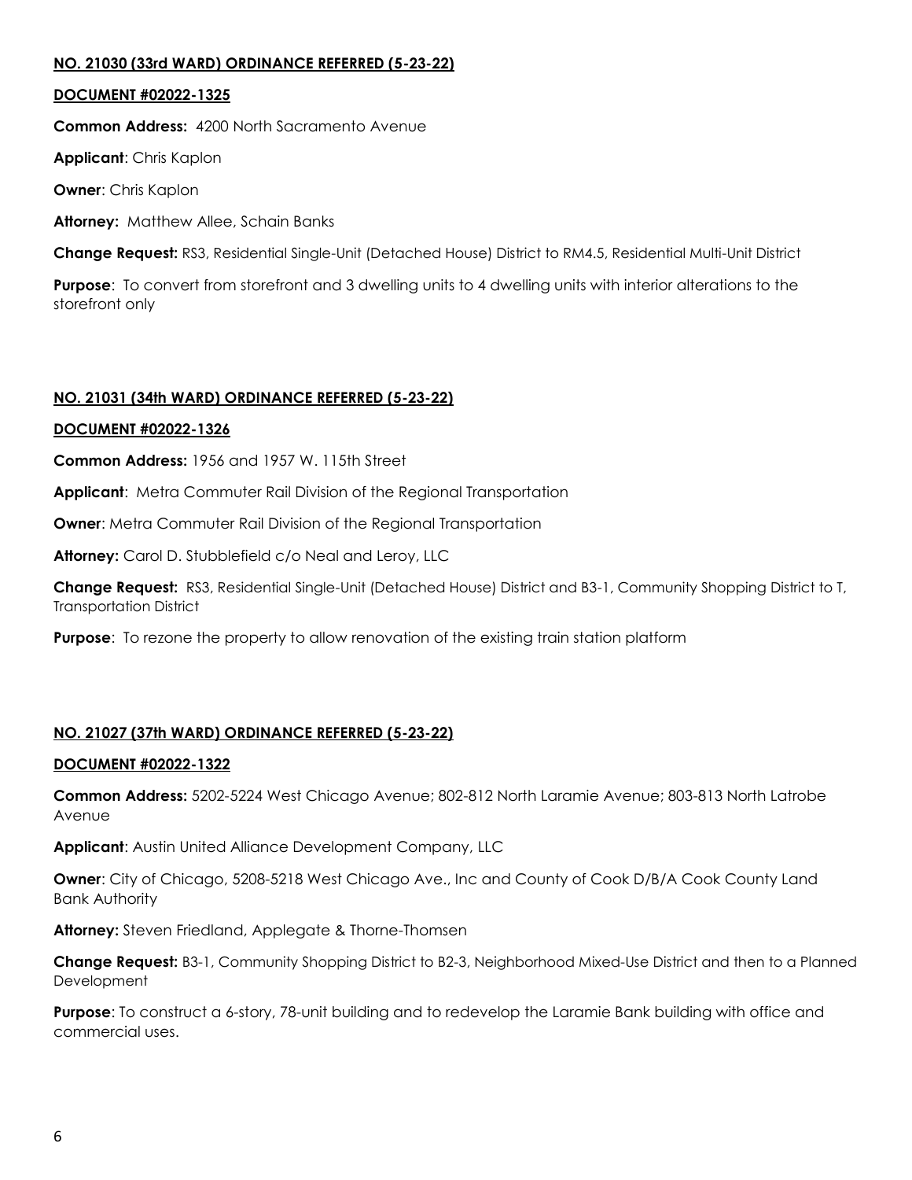**NO. 21030 (33rd WARD) ORDINANCE REFERRED (5-23-22)**

**DOCUMENT #02022-1325**

**Common Address:** 4200 North Sacramento Avenue

**Applicant**: Chris Kaplon

**Owner**: Chris Kaplon

**Attorney:** Matthew Allee, Schain Banks

**Change Request:** RS3, Residential Single-Unit (Detached House) District to RM4.5, Residential Multi-Unit District

**Purpose**: To convert from storefront and 3 dwelling units to 4 dwelling units with interior alterations to the storefront only

**NO. 21031 (34th WARD) ORDINANCE REFERRED (5-23-22)**

**DOCUMENT #02022-1326**

**Common Address:** 1956 and 1957 W. 115th Street

**Applicant**: Metra Commuter Rail Division of the Regional Transportation

**Owner**: Metra Commuter Rail Division of the Regional Transportation

**Attorney:** Carol D. Stubblefield c/o Neal and Leroy, LLC

**Change Request:** RS3, Residential Single-Unit (Detached House) District and B3-1, Community Shopping District to T, Transportation District

**Purpose**: To rezone the property to allow renovation of the existing train station platform

**NO. 21027 (37th WARD) ORDINANCE REFERRED (5-23-22)**

**DOCUMENT #02022-1322**

**Common Address:** 5202-5224 West Chicago Avenue; 802-812 North Laramie Avenue; 803-813 North Latrobe Avenue

**Applicant**: Austin United Alliance Development Company, LLC

**Owner**: City of Chicago, 5208-5218 West Chicago Ave., Inc and County of Cook D/B/A Cook County Land Bank Authority

**Attorney:** Steven Friedland, Applegate & Thorne-Thomsen

**Change Request:** B3-1, Community Shopping District to B2-3, Neighborhood Mixed-Use District and then to a Planned Development

**Purpose**: To construct a 6-story, 78-unit building and to redevelop the Laramie Bank building with office and commercial uses.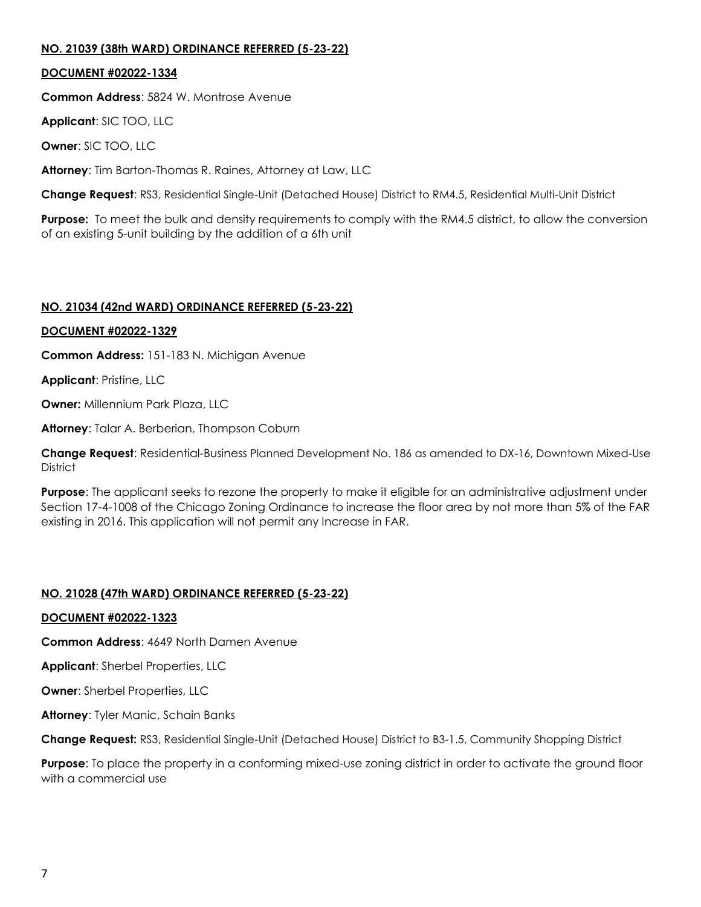**NO. 21039 (38th WARD) ORDINANCE REFERRED (5-23-22)**

**DOCUMENT #02022-1334**

**Common Address**: 5824 W. Montrose Avenue

**Applicant**: SIC TOO, LLC

**Owner**: SIC TOO, LLC

**Attorney**: Tim Barton-Thomas R. Raines, Attorney at Law, LLC

**Change Request**: RS3, Residential Single-Unit (Detached House) District to RM4.5, Residential Multi-Unit District

**Purpose:** To meet the bulk and density requirements to comply with the RM4.5 district, to allow the conversion of an existing 5-unit building by the addition of a 6th unit

**NO. 21034 (42nd WARD) ORDINANCE REFERRED (5-23-22)**

**DOCUMENT #02022-1329**

**Common Address:** 151-183 N. Michigan Avenue

**Applicant**: Pristine, LLC

**Owner:** Millennium Park Plaza, LLC

**Attorney**: Talar A. Berberian, Thompson Coburn

**Change Request**: Residential-Business Planned Development No. 186 as amended to DX-16, Downtown Mixed-Use District

**Purpose**: The applicant seeks to rezone the property to make it eligible for an administrative adjustment under Section 17-4-1008 of the Chicago Zoning Ordinance to increase the floor area by not more than 5% of the FAR existing in 2016. This application will not permit any Increase in FAR.

**NO. 21028 (47th WARD) ORDINANCE REFERRED (5-23-22)**

**DOCUMENT #02022-1323**

**Common Address**: 4649 North Damen Avenue

**Applicant**: Sherbel Properties, LLC

**Owner**: Sherbel Properties, LLC

**Attorney**: Tyler Manic, Schain Banks

**Change Request:** RS3, Residential Single-Unit (Detached House) District to B3-1.5, Community Shopping District

**Purpose**: To place the property in a conforming mixed-use zoning district in order to activate the ground floor with a commercial use